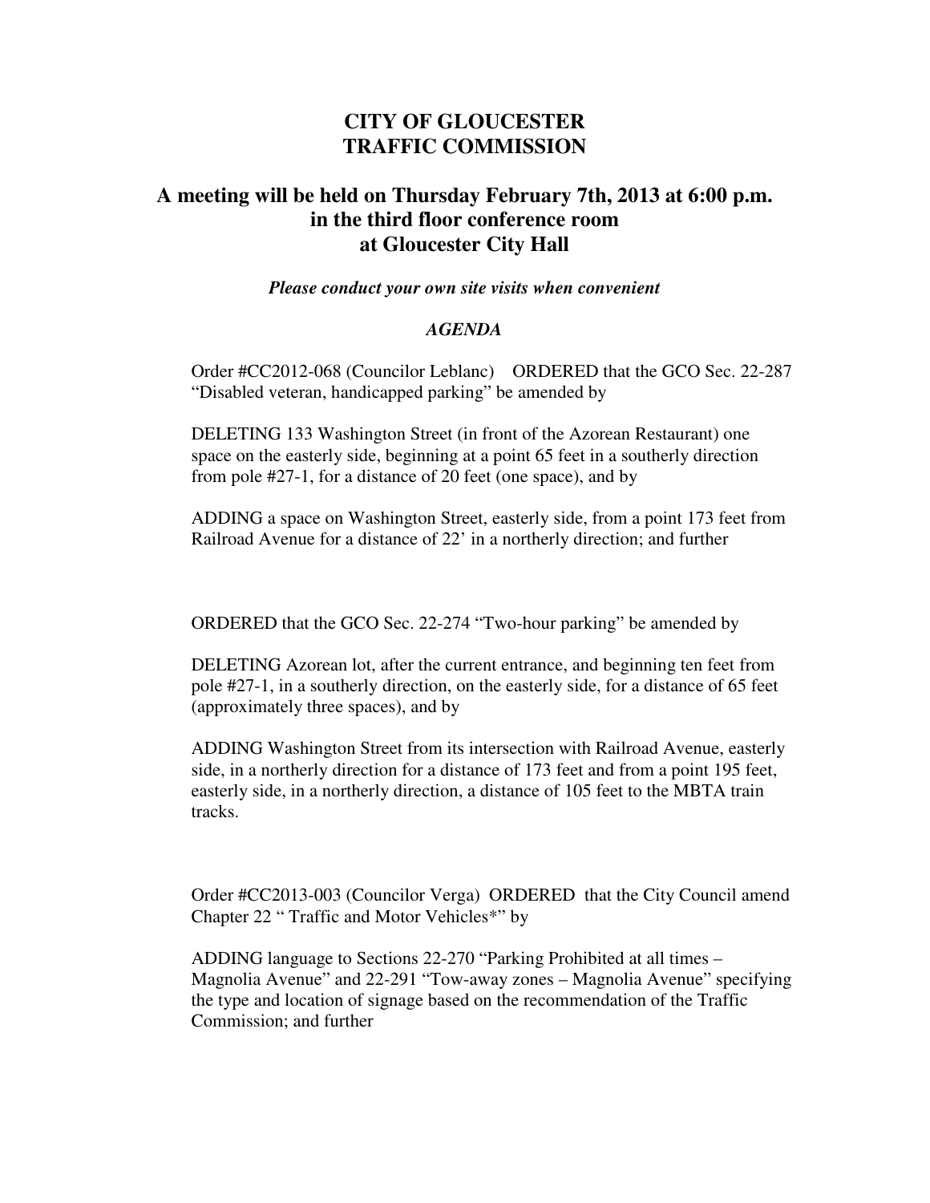# CITY OF GLOUCESTER
# TRAFFIC COMMISSION

## A meeting will be held on Thursday February 7th, 2013 at 6:00 p.m. in the third floor conference room at Gloucester City Hall

***Please conduct your own site visits when convenient***

***AGENDA***

Order #CC2012-068 (Councilor Leblanc) ORDERED that the GCO Sec. 22-287 "Disabled veteran, handicapped parking" be amended by

DELETING 133 Washington Street (in front of the Azorean Restaurant) one space on the easterly side, beginning at a point 65 feet in a southerly direction from pole #27-1, for a distance of 20 feet (one space), and by

ADDING a space on Washington Street, easterly side, from a point 173 feet from Railroad Avenue for a distance of 22' in a northerly direction; and further

ORDERED that the GCO Sec. 22-274 "Two-hour parking" be amended by

DELETING Azorean lot, after the current entrance, and beginning ten feet from pole #27-1, in a southerly direction, on the easterly side, for a distance of 65 feet (approximately three spaces), and by

ADDING Washington Street from its intersection with Railroad Avenue, easterly side, in a northerly direction for a distance of 173 feet and from a point 195 feet, easterly side, in a northerly direction, a distance of 105 feet to the MBTA train tracks.

Order #CC2013-003 (Councilor Verga) ORDERED that the City Council amend Chapter 22 " Traffic and Motor Vehicles*" by

ADDING language to Sections 22-270 "Parking Prohibited at all times – Magnolia Avenue" and 22-291 "Tow-away zones – Magnolia Avenue" specifying the type and location of signage based on the recommendation of the Traffic Commission; and further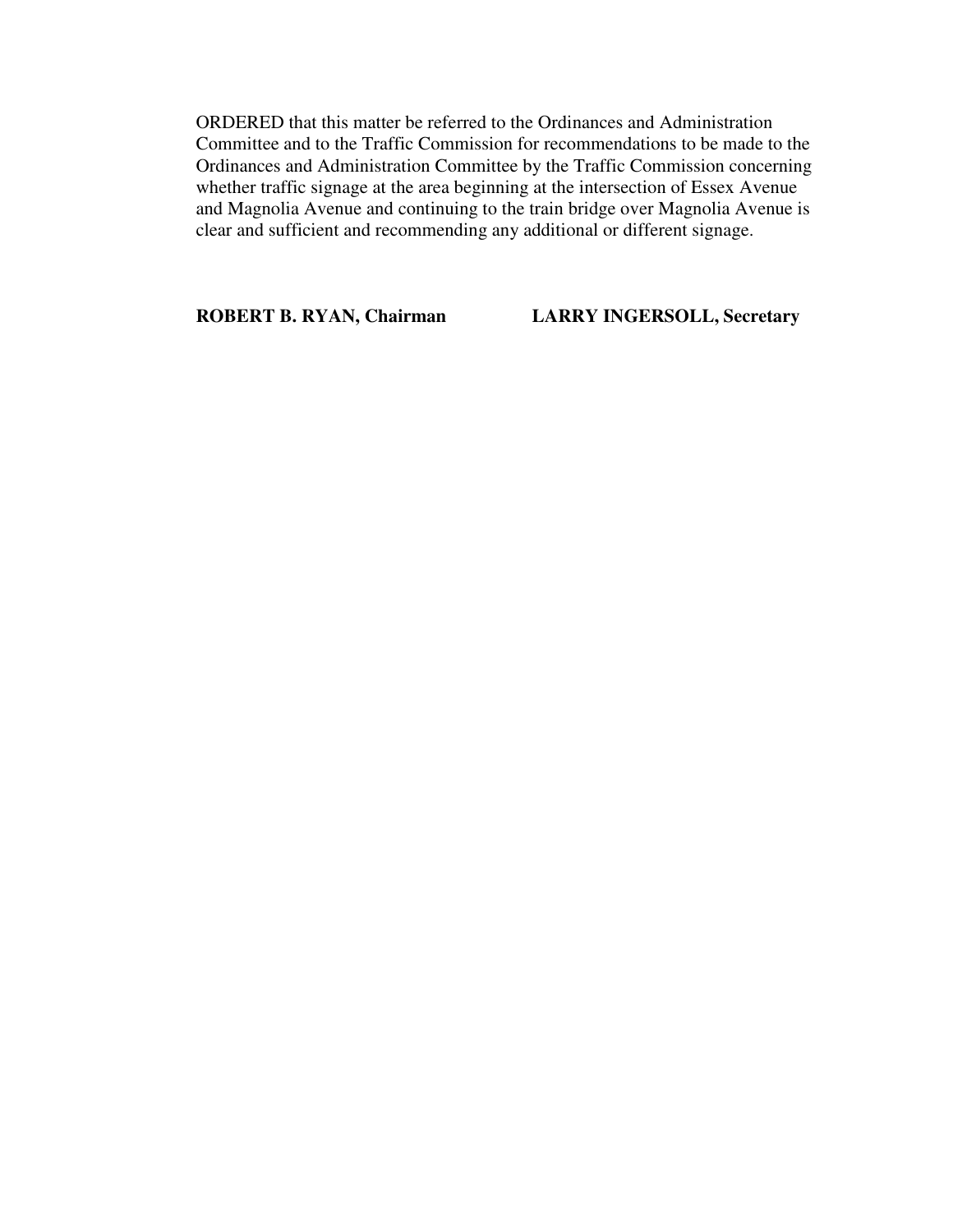ORDERED that this matter be referred to the Ordinances and Administration Committee and to the Traffic Commission for recommendations to be made to the Ordinances and Administration Committee by the Traffic Commission concerning whether traffic signage at the area beginning at the intersection of Essex Avenue and Magnolia Avenue and continuing to the train bridge over Magnolia Avenue is clear and sufficient and recommending any additional or different signage.

**ROBERT B. RYAN, Chairman** **LARRY INGERSOLL, Secretary**